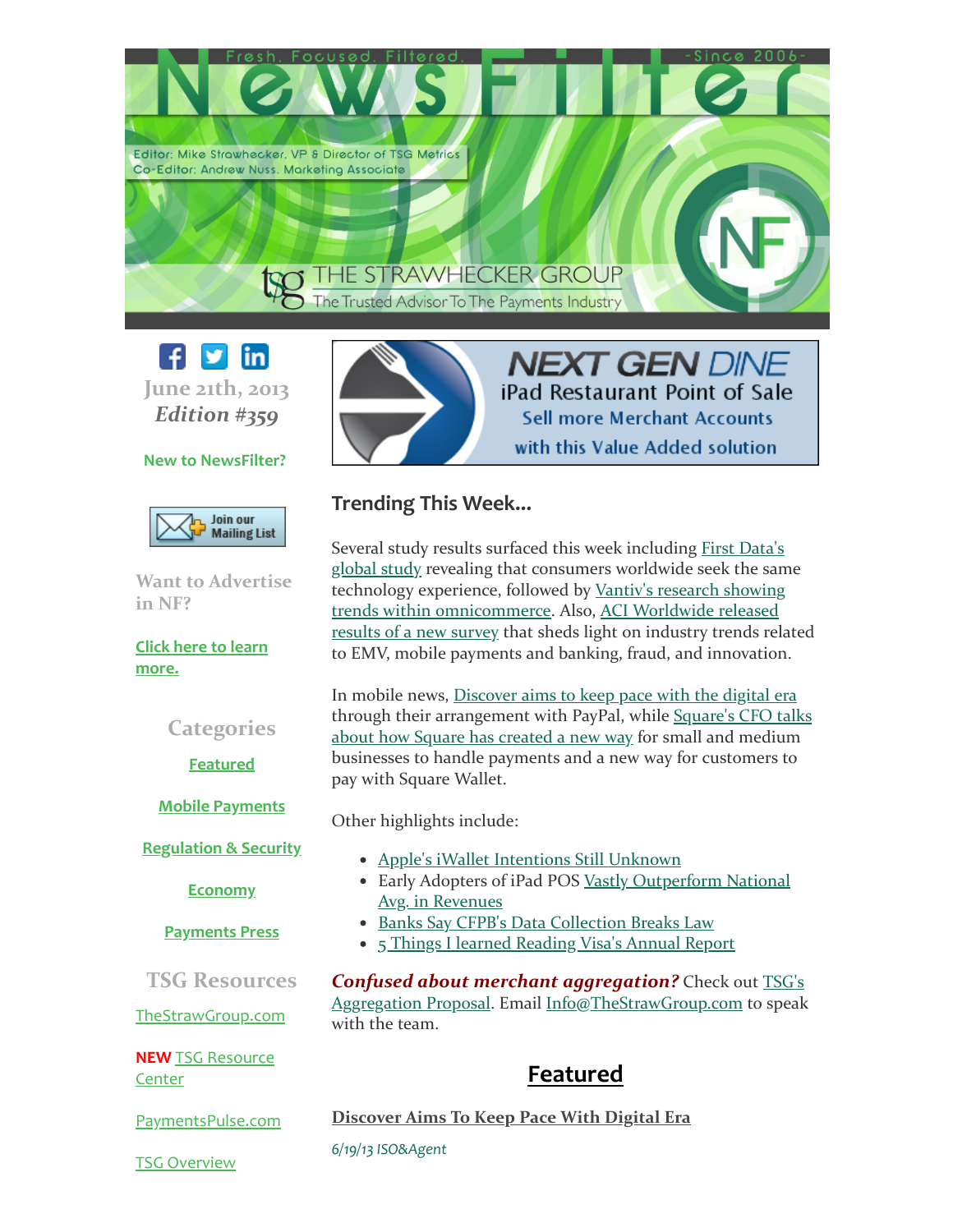# NewsFilter

Fresh. Focused. Filtered. -Since 2006-

Editor: Mike Strawhecker, VP & Director of TSG Metrics
Co-Editor: Andrew Nuss, Marketing Associate

THE STRAWHECKER GROUP
The Trusted Advisor To The Payments Industry

June 21th, 2013
*Edition #359*

New to NewsFilter?

Join our Mailing List

Want to Advertise in NF?

Click here to learn more.

## Categories

Featured

Mobile Payments

Regulation & Security

Economy

Payments Press

## TSG Resources

TheStrawGroup.com

**NEW** TSG Resource Center

PaymentsPulse.com

TSG Overview

NEXT GEN DINE
iPad Restaurant Point of Sale
Sell more Merchant Accounts
with this Value Added solution

## Trending This Week...

Several study results surfaced this week including First Data's global study revealing that consumers worldwide seek the same technology experience, followed by Vantiv's research showing trends within omnicommerce. Also, ACI Worldwide released results of a new survey that sheds light on industry trends related to EMV, mobile payments and banking, fraud, and innovation.

In mobile news, Discover aims to keep pace with the digital era through their arrangement with PayPal, while Square's CFO talks about how Square has created a new way for small and medium businesses to handle payments and a new way for customers to pay with Square Wallet.

Other highlights include:

- Apple's iWallet Intentions Still Unknown
- Early Adopters of iPad POS Vastly Outperform National Avg. in Revenues
- Banks Say CFPB's Data Collection Breaks Law
- 5 Things I learned Reading Visa's Annual Report

***Confused about merchant aggregation?*** Check out TSG's Aggregation Proposal. Email Info@TheStrawGroup.com to speak with the team.

## Featured

### Discover Aims To Keep Pace With Digital Era

*6/19/13 ISO&Agent*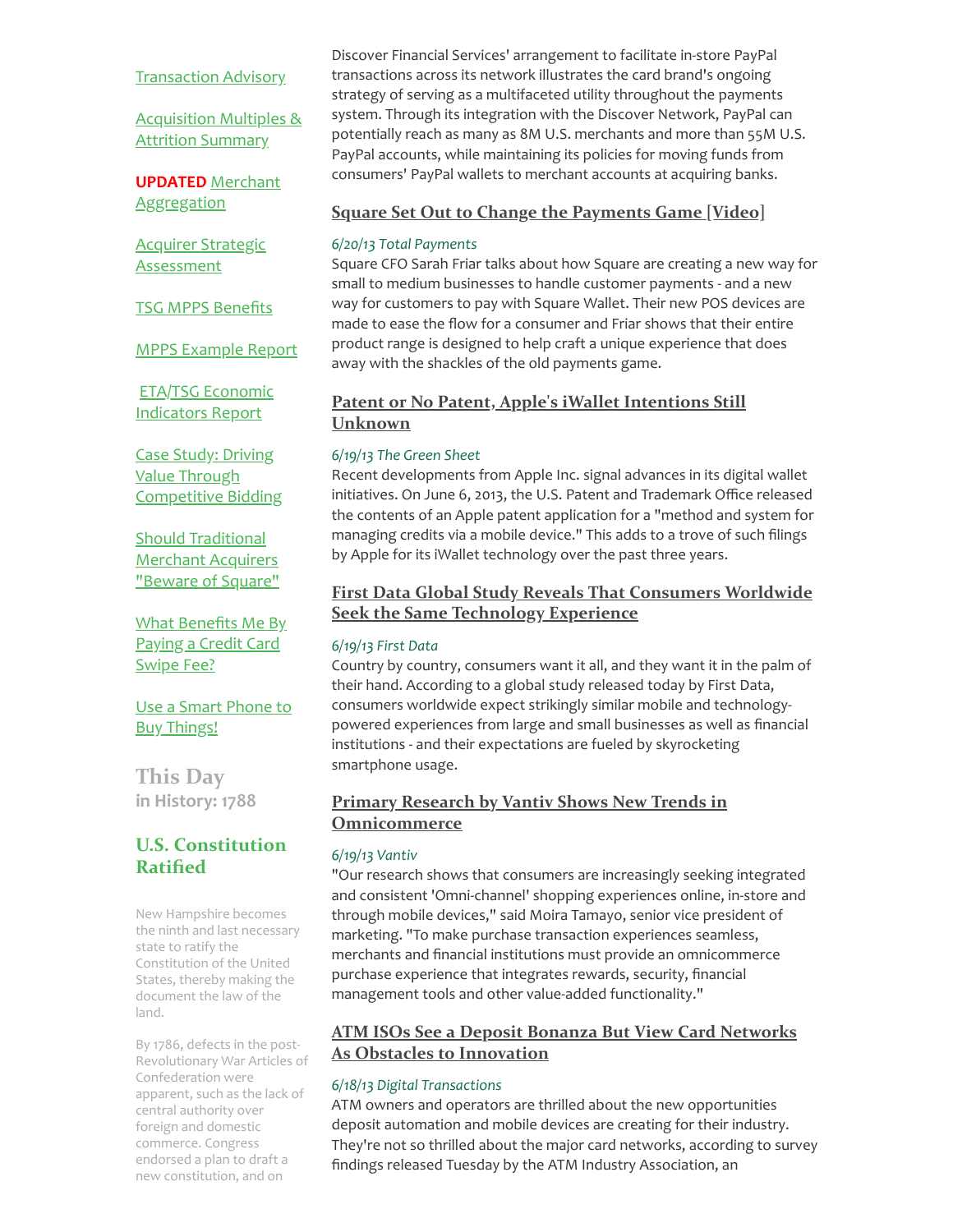Discover Financial Services' arrangement to facilitate in-store PayPal transactions across its network illustrates the card brand's ongoing strategy of serving as a multifaceted utility throughout the payments system. Through its integration with the Discover Network, PayPal can potentially reach as many as 8M U.S. merchants and more than 55M U.S. PayPal accounts, while maintaining its policies for moving funds from consumers' PayPal wallets to merchant accounts at acquiring banks.

### Square Set Out to Change the Payments Game [Video]

*6/20/13 Total Payments*

Square CFO Sarah Friar talks about how Square are creating a new way for small to medium businesses to handle customer payments - and a new way for customers to pay with Square Wallet. Their new POS devices are made to ease the flow for a consumer and Friar shows that their entire product range is designed to help craft a unique experience that does away with the shackles of the old payments game.

### Patent or No Patent, Apple's iWallet Intentions Still Unknown

*6/19/13 The Green Sheet*

Recent developments from Apple Inc. signal advances in its digital wallet initiatives. On June 6, 2013, the U.S. Patent and Trademark Office released the contents of an Apple patent application for a "method and system for managing credits via a mobile device." This adds to a trove of such filings by Apple for its iWallet technology over the past three years.

### First Data Global Study Reveals That Consumers Worldwide Seek the Same Technology Experience

*6/19/13 First Data*

Country by country, consumers want it all, and they want it in the palm of their hand. According to a global study released today by First Data, consumers worldwide expect strikingly similar mobile and technology-powered experiences from large and small businesses as well as financial institutions - and their expectations are fueled by skyrocketing smartphone usage.

### Primary Research by Vantiv Shows New Trends in Omnicommerce

*6/19/13 Vantiv*

"Our research shows that consumers are increasingly seeking integrated and consistent 'Omni-channel' shopping experiences online, in-store and through mobile devices," said Moira Tamayo, senior vice president of marketing. "To make purchase transaction experiences seamless, merchants and financial institutions must provide an omnicommerce purchase experience that integrates rewards, security, financial management tools and other value-added functionality."

### ATM ISOs See a Deposit Bonanza But View Card Networks As Obstacles to Innovation

*6/18/13 Digital Transactions*

ATM owners and operators are thrilled about the new opportunities deposit automation and mobile devices are creating for their industry. They're not so thrilled about the major card networks, according to survey findings released Tuesday by the ATM Industry Association, an

Transaction Advisory

Acquisition Multiples & Attrition Summary

**UPDATED** Merchant Aggregation

Acquirer Strategic Assessment

TSG MPPS Benefits

MPPS Example Report

ETA/TSG Economic Indicators Report

Case Study: Driving Value Through Competitive Bidding

Should Traditional Merchant Acquirers "Beware of Square"

What Benefits Me By Paying a Credit Card Swipe Fee?

Use a Smart Phone to Buy Things!

## This Day in History: 1788

### U.S. Constitution Ratified

New Hampshire becomes the ninth and last necessary state to ratify the Constitution of the United States, thereby making the document the law of the land.

By 1786, defects in the post-Revolutionary War Articles of Confederation were apparent, such as the lack of central authority over foreign and domestic commerce. Congress endorsed a plan to draft a new constitution, and on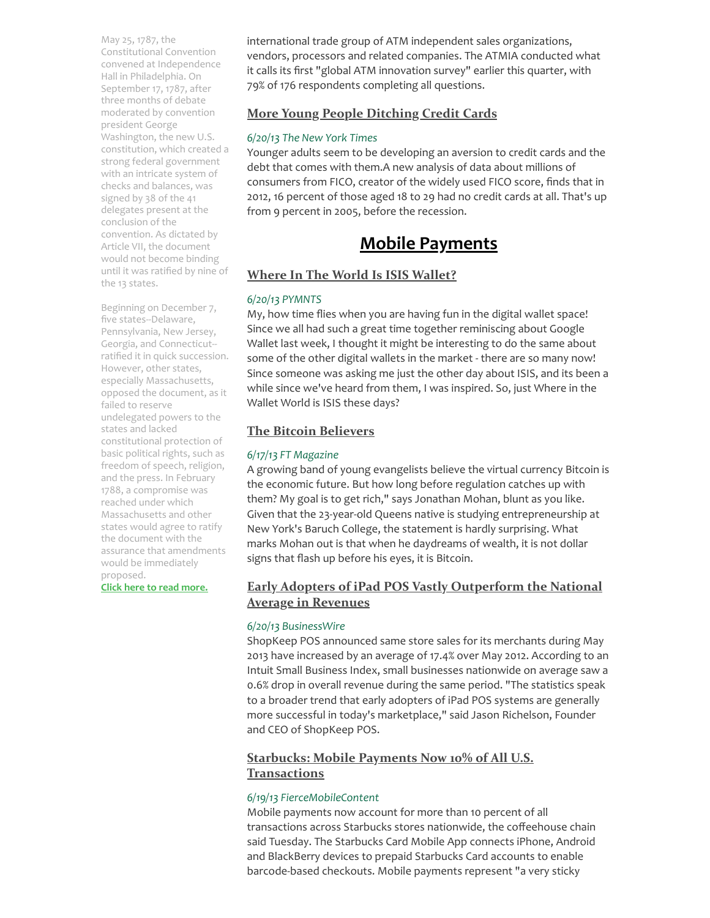May 25, 1787, the Constitutional Convention convened at Independence Hall in Philadelphia. On September 17, 1787, after three months of debate moderated by convention president George Washington, the new U.S. constitution, which created a strong federal government with an intricate system of checks and balances, was signed by 38 of the 41 delegates present at the conclusion of the convention. As dictated by Article VII, the document would not become binding until it was ratified by nine of the 13 states.

Beginning on December 7, five states--Delaware, Pennsylvania, New Jersey, Georgia, and Connecticut--ratified it in quick succession. However, other states, especially Massachusetts, opposed the document, as it failed to reserve undelegated powers to the states and lacked constitutional protection of basic political rights, such as freedom of speech, religion, and the press. In February 1788, a compromise was reached under which Massachusetts and other states would agree to ratify the document with the assurance that amendments would be immediately proposed.

**Click here to read more.**

international trade group of ATM independent sales organizations, vendors, processors and related companies. The ATMIA conducted what it calls its first "global ATM innovation survey" earlier this quarter, with 79% of 176 respondents completing all questions.

### More Young People Ditching Credit Cards

*6/20/13 The New York Times*

Younger adults seem to be developing an aversion to credit cards and the debt that comes with them.A new analysis of data about millions of consumers from FICO, creator of the widely used FICO score, finds that in 2012, 16 percent of those aged 18 to 29 had no credit cards at all. That's up from 9 percent in 2005, before the recession.

## Mobile Payments

### Where In The World Is ISIS Wallet?

*6/20/13 PYMNTS*

My, how time flies when you are having fun in the digital wallet space! Since we all had such a great time together reminiscing about Google Wallet last week, I thought it might be interesting to do the same about some of the other digital wallets in the market - there are so many now! Since someone was asking me just the other day about ISIS, and its been a while since we've heard from them, I was inspired. So, just Where in the Wallet World is ISIS these days?

### The Bitcoin Believers

*6/17/13 FT Magazine*

A growing band of young evangelists believe the virtual currency Bitcoin is the economic future. But how long before regulation catches up with them? My goal is to get rich," says Jonathan Mohan, blunt as you like. Given that the 23-year-old Queens native is studying entrepreneurship at New York's Baruch College, the statement is hardly surprising. What marks Mohan out is that when he daydreams of wealth, it is not dollar signs that flash up before his eyes, it is Bitcoin.

### Early Adopters of iPad POS Vastly Outperform the National Average in Revenues

*6/20/13 BusinessWire*

ShopKeep POS announced same store sales for its merchants during May 2013 have increased by an average of 17.4% over May 2012. According to an Intuit Small Business Index, small businesses nationwide on average saw a 0.6% drop in overall revenue during the same period. "The statistics speak to a broader trend that early adopters of iPad POS systems are generally more successful in today's marketplace," said Jason Richelson, Founder and CEO of ShopKeep POS.

### Starbucks: Mobile Payments Now 10% of All U.S. Transactions

*6/19/13 FierceMobileContent*

Mobile payments now account for more than 10 percent of all transactions across Starbucks stores nationwide, the coffeehouse chain said Tuesday. The Starbucks Card Mobile App connects iPhone, Android and BlackBerry devices to prepaid Starbucks Card accounts to enable barcode-based checkouts. Mobile payments represent "a very sticky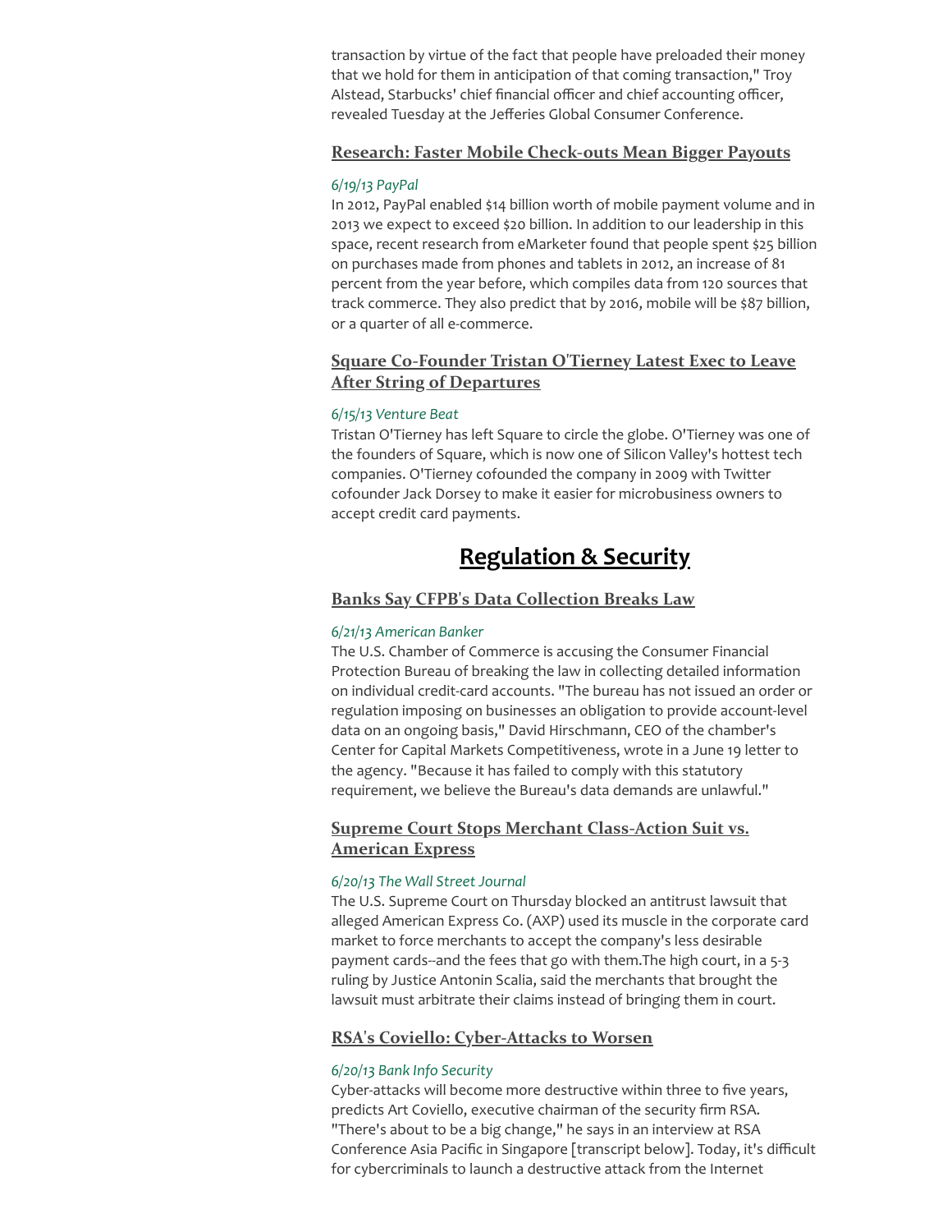transaction by virtue of the fact that people have preloaded their money that we hold for them in anticipation of that coming transaction," Troy Alstead, Starbucks' chief financial officer and chief accounting officer, revealed Tuesday at the Jefferies Global Consumer Conference.

### Research: Faster Mobile Check-outs Mean Bigger Payouts

*6/19/13 PayPal*

In 2012, PayPal enabled $14 billion worth of mobile payment volume and in 2013 we expect to exceed $20 billion. In addition to our leadership in this space, recent research from eMarketer found that people spent $25 billion on purchases made from phones and tablets in 2012, an increase of 81 percent from the year before, which compiles data from 120 sources that track commerce. They also predict that by 2016, mobile will be $87 billion, or a quarter of all e-commerce.

### Square Co-Founder Tristan O'Tierney Latest Exec to Leave After String of Departures

*6/15/13 Venture Beat*

Tristan O'Tierney has left Square to circle the globe. O'Tierney was one of the founders of Square, which is now one of Silicon Valley's hottest tech companies. O'Tierney cofounded the company in 2009 with Twitter cofounder Jack Dorsey to make it easier for microbusiness owners to accept credit card payments.

## Regulation & Security

### Banks Say CFPB's Data Collection Breaks Law

*6/21/13 American Banker*

The U.S. Chamber of Commerce is accusing the Consumer Financial Protection Bureau of breaking the law in collecting detailed information on individual credit-card accounts. "The bureau has not issued an order or regulation imposing on businesses an obligation to provide account-level data on an ongoing basis," David Hirschmann, CEO of the chamber's Center for Capital Markets Competitiveness, wrote in a June 19 letter to the agency. "Because it has failed to comply with this statutory requirement, we believe the Bureau's data demands are unlawful."

### Supreme Court Stops Merchant Class-Action Suit vs. American Express

*6/20/13 The Wall Street Journal*

The U.S. Supreme Court on Thursday blocked an antitrust lawsuit that alleged American Express Co. (AXP) used its muscle in the corporate card market to force merchants to accept the company's less desirable payment cards--and the fees that go with them.The high court, in a 5-3 ruling by Justice Antonin Scalia, said the merchants that brought the lawsuit must arbitrate their claims instead of bringing them in court.

### RSA's Coviello: Cyber-Attacks to Worsen

*6/20/13 Bank Info Security*

Cyber-attacks will become more destructive within three to five years, predicts Art Coviello, executive chairman of the security firm RSA. "There's about to be a big change," he says in an interview at RSA Conference Asia Pacific in Singapore [transcript below]. Today, it's difficult for cybercriminals to launch a destructive attack from the Internet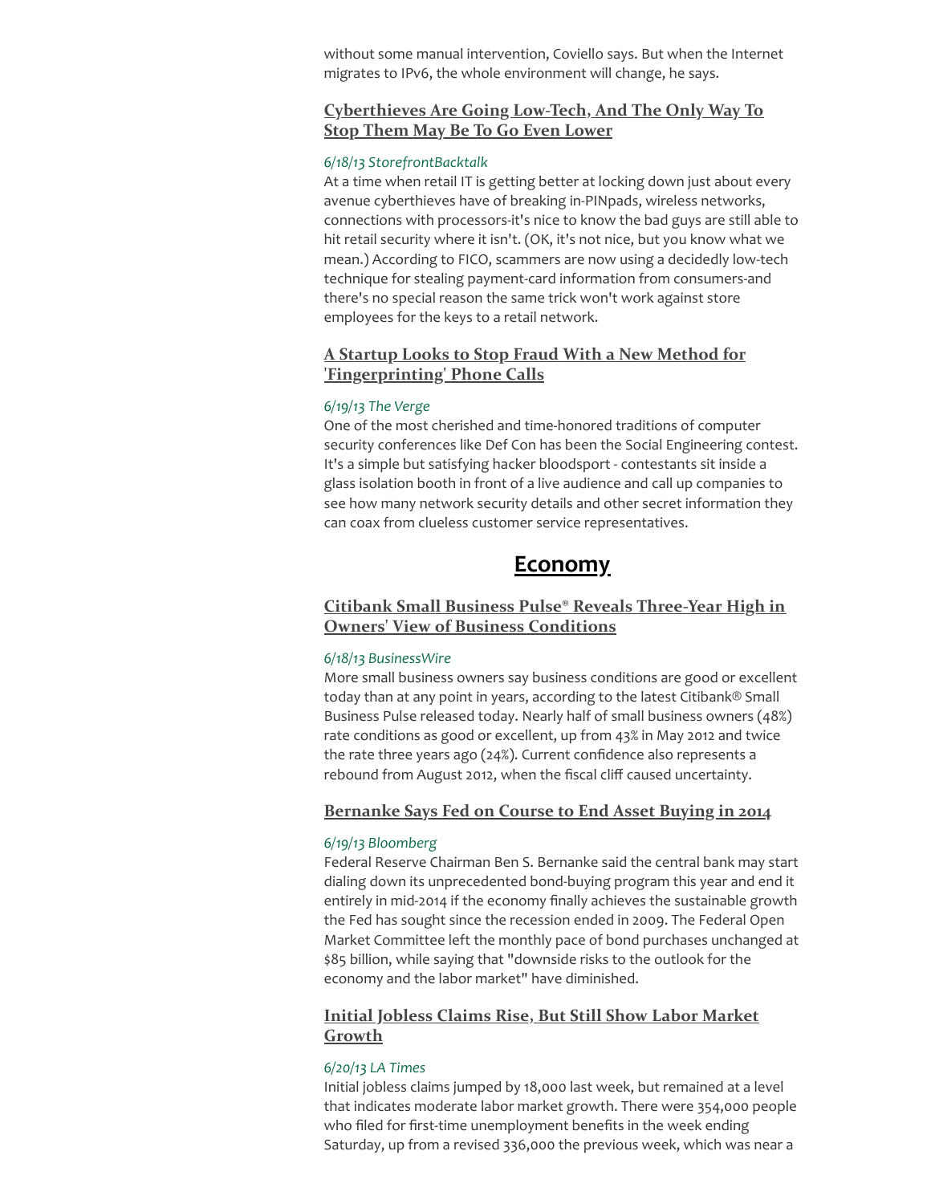without some manual intervention, Coviello says. But when the Internet migrates to IPv6, the whole environment will change, he says.

### Cyberthieves Are Going Low-Tech, And The Only Way To Stop Them May Be To Go Even Lower

*6/18/13 StorefrontBacktalk*

At a time when retail IT is getting better at locking down just about every avenue cyberthieves have of breaking in-PINpads, wireless networks, connections with processors-it's nice to know the bad guys are still able to hit retail security where it isn't. (OK, it's not nice, but you know what we mean.) According to FICO, scammers are now using a decidedly low-tech technique for stealing payment-card information from consumers-and there's no special reason the same trick won't work against store employees for the keys to a retail network.

### A Startup Looks to Stop Fraud With a New Method for 'Fingerprinting' Phone Calls

*6/19/13 The Verge*

One of the most cherished and time-honored traditions of computer security conferences like Def Con has been the Social Engineering contest. It's a simple but satisfying hacker bloodsport - contestants sit inside a glass isolation booth in front of a live audience and call up companies to see how many network security details and other secret information they can coax from clueless customer service representatives.

## Economy

### Citibank Small Business Pulse® Reveals Three-Year High in Owners' View of Business Conditions

*6/18/13 BusinessWire*

More small business owners say business conditions are good or excellent today than at any point in years, according to the latest Citibank® Small Business Pulse released today. Nearly half of small business owners (48%) rate conditions as good or excellent, up from 43% in May 2012 and twice the rate three years ago (24%). Current confidence also represents a rebound from August 2012, when the fiscal cliff caused uncertainty.

### Bernanke Says Fed on Course to End Asset Buying in 2014

*6/19/13 Bloomberg*

Federal Reserve Chairman Ben S. Bernanke said the central bank may start dialing down its unprecedented bond-buying program this year and end it entirely in mid-2014 if the economy finally achieves the sustainable growth the Fed has sought since the recession ended in 2009. The Federal Open Market Committee left the monthly pace of bond purchases unchanged at $85 billion, while saying that "downside risks to the outlook for the economy and the labor market" have diminished.

### Initial Jobless Claims Rise, But Still Show Labor Market Growth

*6/20/13 LA Times*

Initial jobless claims jumped by 18,000 last week, but remained at a level that indicates moderate labor market growth. There were 354,000 people who filed for first-time unemployment benefits in the week ending Saturday, up from a revised 336,000 the previous week, which was near a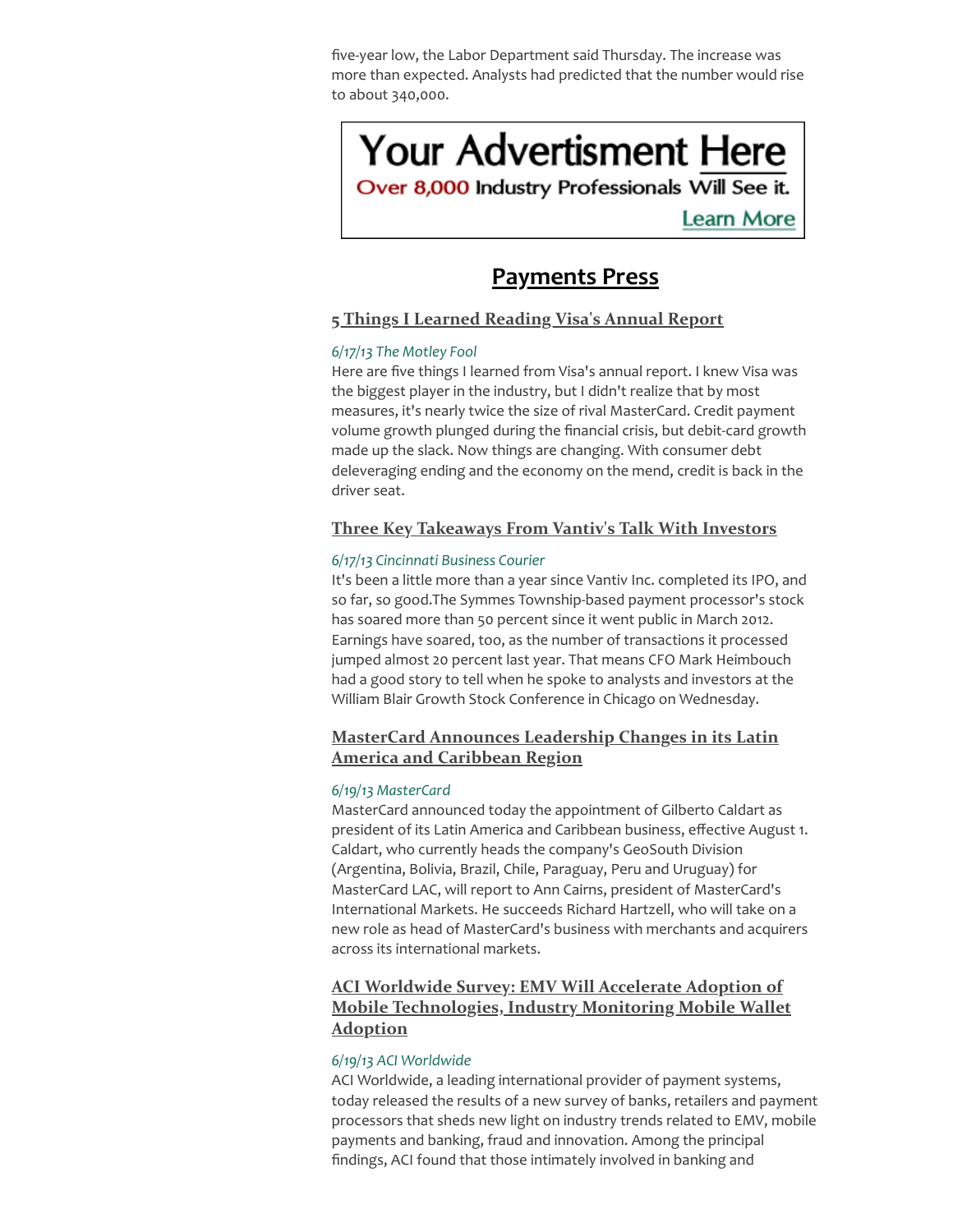five-year low, the Labor Department said Thursday. The increase was more than expected. Analysts had predicted that the number would rise to about 340,000.

Your Advertisment Here
Over 8,000 Industry Professionals Will See it.
Learn More

## Payments Press

### 5 Things I Learned Reading Visa's Annual Report

*6/17/13 The Motley Fool*

Here are five things I learned from Visa's annual report. I knew Visa was the biggest player in the industry, but I didn't realize that by most measures, it's nearly twice the size of rival MasterCard. Credit payment volume growth plunged during the financial crisis, but debit-card growth made up the slack. Now things are changing. With consumer debt deleveraging ending and the economy on the mend, credit is back in the driver seat.

### Three Key Takeaways From Vantiv's Talk With Investors

*6/17/13 Cincinnati Business Courier*

It's been a little more than a year since Vantiv Inc. completed its IPO, and so far, so good.The Symmes Township-based payment processor's stock has soared more than 50 percent since it went public in March 2012. Earnings have soared, too, as the number of transactions it processed jumped almost 20 percent last year. That means CFO Mark Heimbouch had a good story to tell when he spoke to analysts and investors at the William Blair Growth Stock Conference in Chicago on Wednesday.

### MasterCard Announces Leadership Changes in its Latin America and Caribbean Region

*6/19/13 MasterCard*

MasterCard announced today the appointment of Gilberto Caldart as president of its Latin America and Caribbean business, effective August 1. Caldart, who currently heads the company's GeoSouth Division (Argentina, Bolivia, Brazil, Chile, Paraguay, Peru and Uruguay) for MasterCard LAC, will report to Ann Cairns, president of MasterCard's International Markets. He succeeds Richard Hartzell, who will take on a new role as head of MasterCard's business with merchants and acquirers across its international markets.

### ACI Worldwide Survey: EMV Will Accelerate Adoption of Mobile Technologies, Industry Monitoring Mobile Wallet Adoption

*6/19/13 ACI Worldwide*

ACI Worldwide, a leading international provider of payment systems, today released the results of a new survey of banks, retailers and payment processors that sheds new light on industry trends related to EMV, mobile payments and banking, fraud and innovation. Among the principal findings, ACI found that those intimately involved in banking and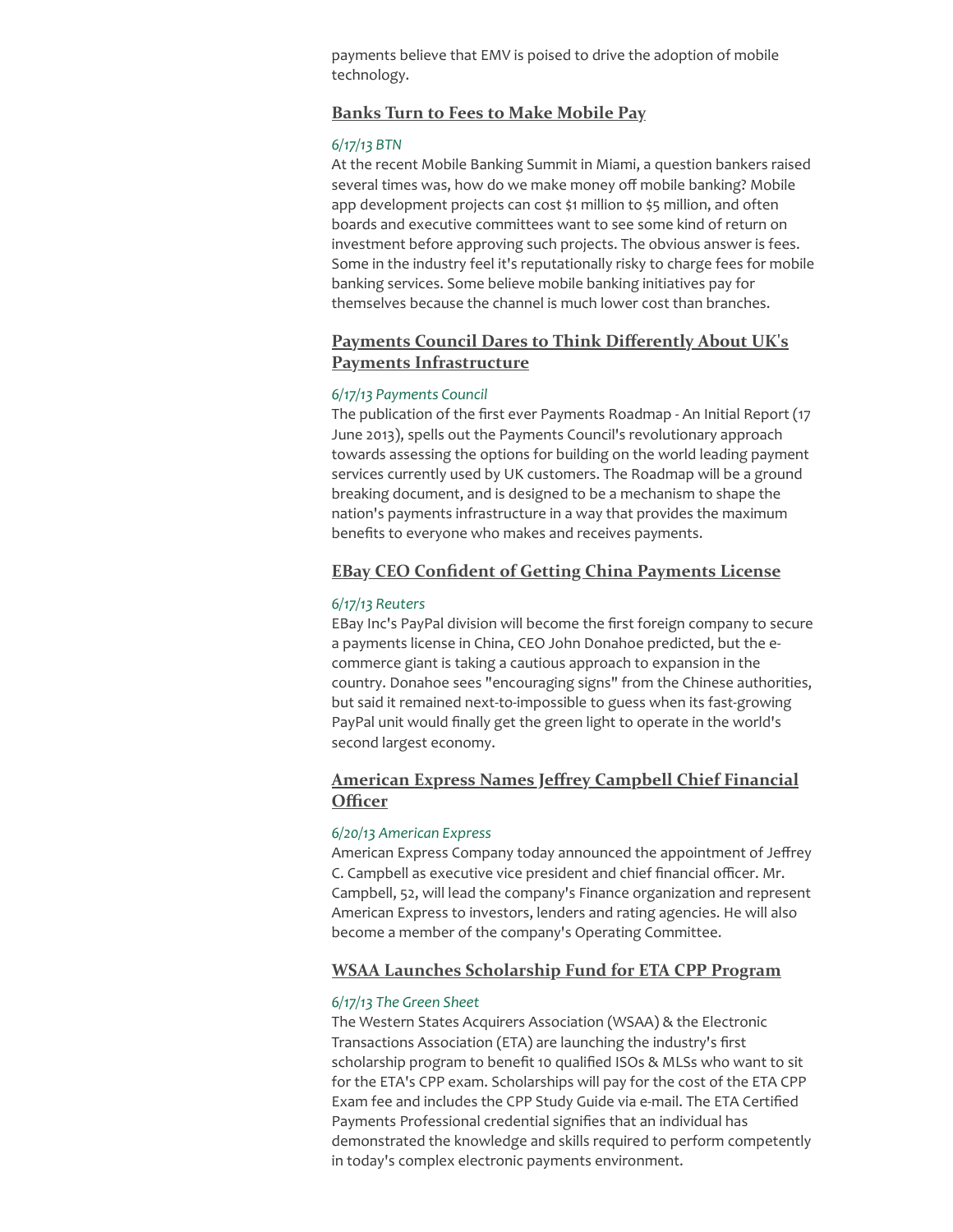payments believe that EMV is poised to drive the adoption of mobile technology.

## Banks Turn to Fees to Make Mobile Pay

*6/17/13 BTN*

At the recent Mobile Banking Summit in Miami, a question bankers raised several times was, how do we make money off mobile banking? Mobile app development projects can cost $1 million to $5 million, and often boards and executive committees want to see some kind of return on investment before approving such projects. The obvious answer is fees. Some in the industry feel it's reputationally risky to charge fees for mobile banking services. Some believe mobile banking initiatives pay for themselves because the channel is much lower cost than branches.

## Payments Council Dares to Think Differently About UK's Payments Infrastructure

*6/17/13 Payments Council*

The publication of the first ever Payments Roadmap - An Initial Report (17 June 2013), spells out the Payments Council's revolutionary approach towards assessing the options for building on the world leading payment services currently used by UK customers. The Roadmap will be a ground breaking document, and is designed to be a mechanism to shape the nation's payments infrastructure in a way that provides the maximum benefits to everyone who makes and receives payments.

## EBay CEO Confident of Getting China Payments License

*6/17/13 Reuters*

EBay Inc's PayPal division will become the first foreign company to secure a payments license in China, CEO John Donahoe predicted, but the e-commerce giant is taking a cautious approach to expansion in the country. Donahoe sees "encouraging signs" from the Chinese authorities, but said it remained next-to-impossible to guess when its fast-growing PayPal unit would finally get the green light to operate in the world's second largest economy.

## American Express Names Jeffrey Campbell Chief Financial Officer

*6/20/13 American Express*

American Express Company today announced the appointment of Jeffrey C. Campbell as executive vice president and chief financial officer. Mr. Campbell, 52, will lead the company's Finance organization and represent American Express to investors, lenders and rating agencies. He will also become a member of the company's Operating Committee.

## WSAA Launches Scholarship Fund for ETA CPP Program

*6/17/13 The Green Sheet*

The Western States Acquirers Association (WSAA) & the Electronic Transactions Association (ETA) are launching the industry's first scholarship program to benefit 10 qualified ISOs & MLSs who want to sit for the ETA's CPP exam. Scholarships will pay for the cost of the ETA CPP Exam fee and includes the CPP Study Guide via e-mail. The ETA Certified Payments Professional credential signifies that an individual has demonstrated the knowledge and skills required to perform competently in today's complex electronic payments environment.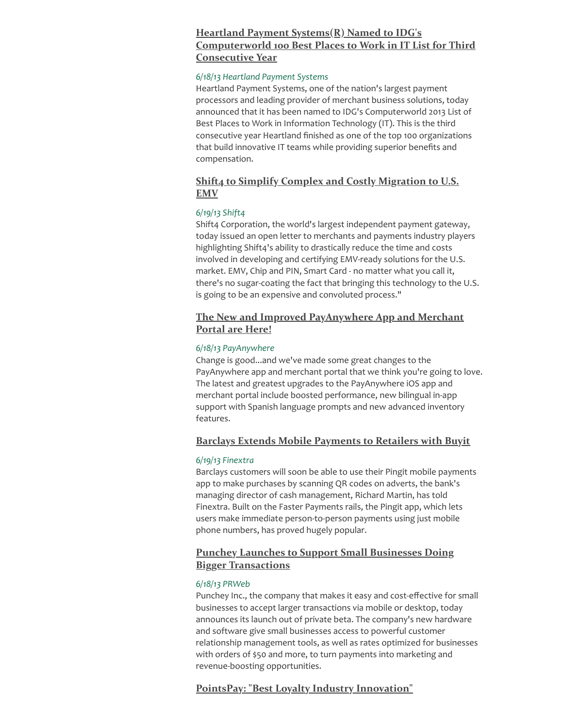### Heartland Payment Systems(R) Named to IDG's Computerworld 100 Best Places to Work in IT List for Third Consecutive Year

*6/18/13 Heartland Payment Systems*

Heartland Payment Systems, one of the nation's largest payment processors and leading provider of merchant business solutions, today announced that it has been named to IDG's Computerworld 2013 List of Best Places to Work in Information Technology (IT). This is the third consecutive year Heartland finished as one of the top 100 organizations that build innovative IT teams while providing superior benefits and compensation.

### Shift4 to Simplify Complex and Costly Migration to U.S. EMV

*6/19/13 Shift4*

Shift4 Corporation, the world's largest independent payment gateway, today issued an open letter to merchants and payments industry players highlighting Shift4's ability to drastically reduce the time and costs involved in developing and certifying EMV-ready solutions for the U.S. market. EMV, Chip and PIN, Smart Card - no matter what you call it, there's no sugar-coating the fact that bringing this technology to the U.S. is going to be an expensive and convoluted process."

### The New and Improved PayAnywhere App and Merchant Portal are Here!

*6/18/13 PayAnywhere*

Change is good...and we've made some great changes to the PayAnywhere app and merchant portal that we think you're going to love. The latest and greatest upgrades to the PayAnywhere iOS app and merchant portal include boosted performance, new bilingual in-app support with Spanish language prompts and new advanced inventory features.

### Barclays Extends Mobile Payments to Retailers with Buyit

*6/19/13 Finextra*

Barclays customers will soon be able to use their Pingit mobile payments app to make purchases by scanning QR codes on adverts, the bank's managing director of cash management, Richard Martin, has told Finextra. Built on the Faster Payments rails, the Pingit app, which lets users make immediate person-to-person payments using just mobile phone numbers, has proved hugely popular.

### Punchey Launches to Support Small Businesses Doing Bigger Transactions

*6/18/13 PRWeb*

Punchey Inc., the company that makes it easy and cost-effective for small businesses to accept larger transactions via mobile or desktop, today announces its launch out of private beta. The company's new hardware and software give small businesses access to powerful customer relationship management tools, as well as rates optimized for businesses with orders of $50 and more, to turn payments into marketing and revenue-boosting opportunities.

### PointsPay: "Best Loyalty Industry Innovation"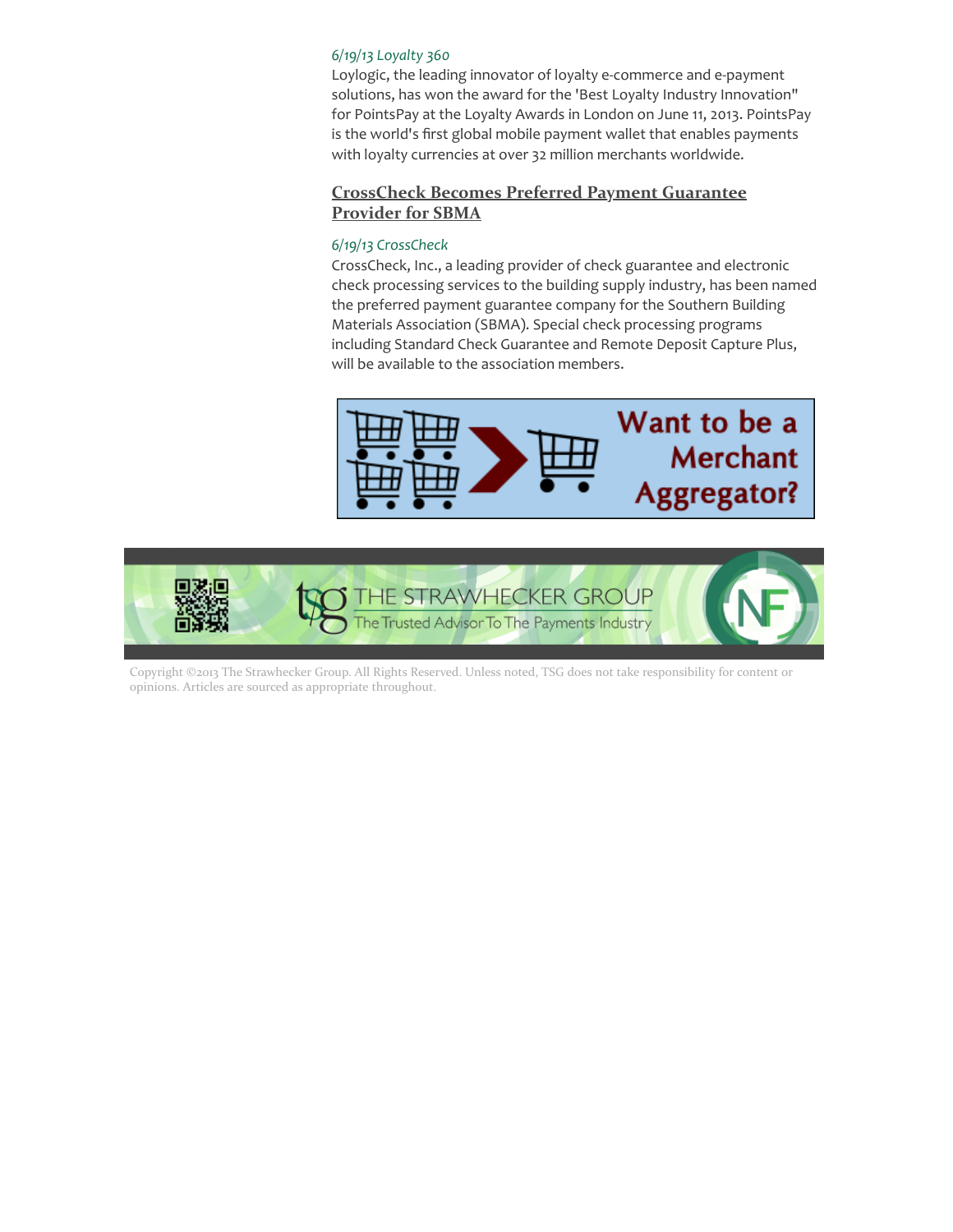*6/19/13 Loyalty 360*

Loylogic, the leading innovator of loyalty e-commerce and e-payment solutions, has won the award for the 'Best Loyalty Industry Innovation" for PointsPay at the Loyalty Awards in London on June 11, 2013. PointsPay is the world's first global mobile payment wallet that enables payments with loyalty currencies at over 32 million merchants worldwide.

## CrossCheck Becomes Preferred Payment Guarantee Provider for SBMA

*6/19/13 CrossCheck*

CrossCheck, Inc., a leading provider of check guarantee and electronic check processing services to the building supply industry, has been named the preferred payment guarantee company for the Southern Building Materials Association (SBMA). Special check processing programs including Standard Check Guarantee and Remote Deposit Capture Plus, will be available to the association members.

Want to be a Merchant Aggregator?

THE STRAWHECKER GROUP

The Trusted Advisor To The Payments Industry

Copyright ©2013 The Strawhecker Group. All Rights Reserved. Unless noted, TSG does not take responsibility for content or opinions. Articles are sourced as appropriate throughout.